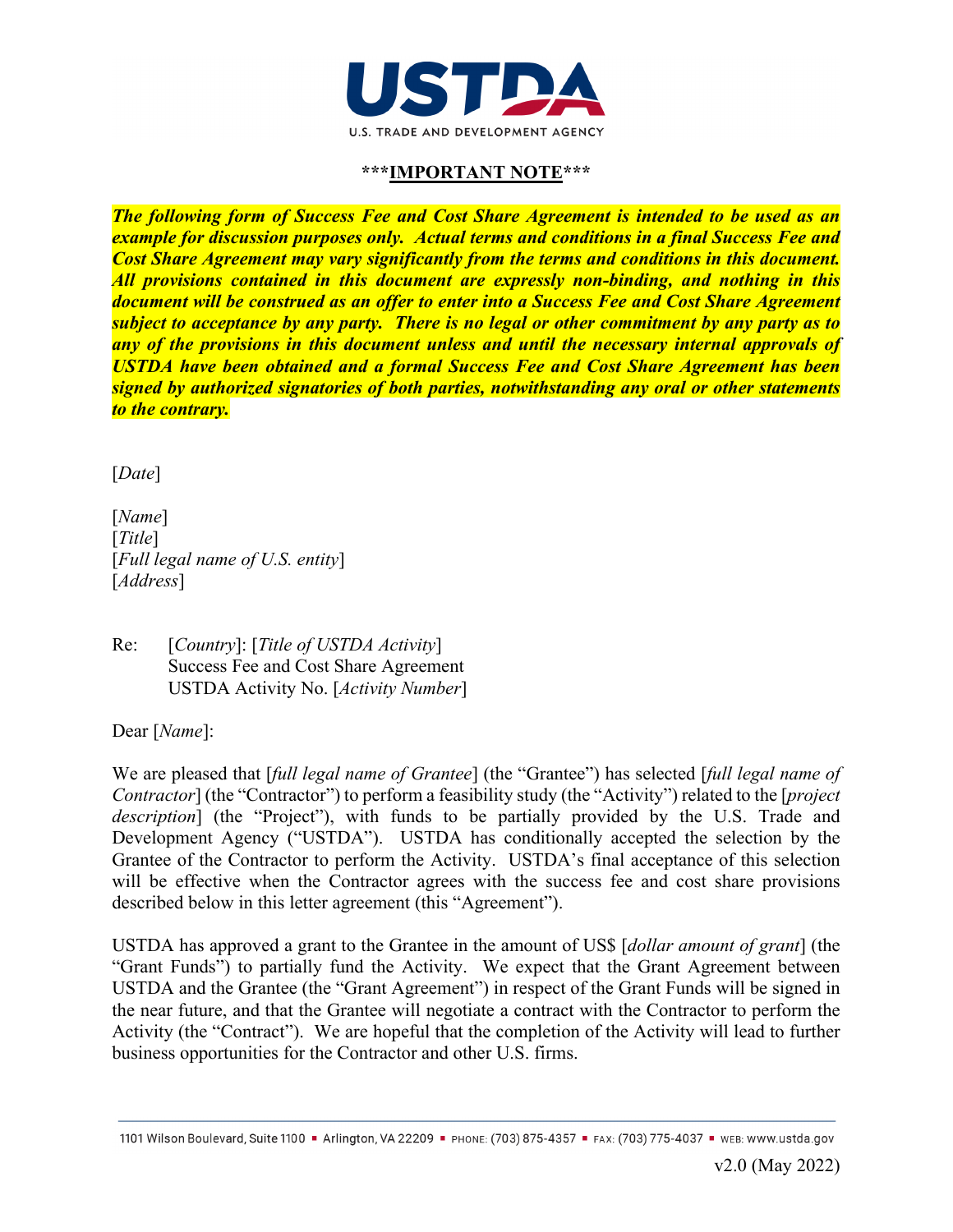USTDA

U.S. TRADE AND DEVELOPMENT AGENCY

**\*\*\*IMPORTANT NOTE\*\*\***

***The following form of Success Fee and Cost Share Agreement is intended to be used as an example for discussion purposes only. Actual terms and conditions in a final Success Fee and Cost Share Agreement may vary significantly from the terms and conditions in this document. All provisions contained in this document are expressly non-binding, and nothing in this document will be construed as an offer to enter into a Success Fee and Cost Share Agreement subject to acceptance by any party. There is no legal or other commitment by any party as to any of the provisions in this document unless and until the necessary internal approvals of USTDA have been obtained and a formal Success Fee and Cost Share Agreement has been signed by authorized signatories of both parties, notwithstanding any oral or other statements to the contrary.***

[*Date*]

[*Name*]
[*Title*]
[*Full legal name of U.S. entity*]
[*Address*]

Re: [*Country*]: [*Title of USTDA Activity*]
Success Fee and Cost Share Agreement
USTDA Activity No. [*Activity Number*]

Dear [*Name*]:

We are pleased that [*full legal name of Grantee*] (the "Grantee") has selected [*full legal name of Contractor*] (the "Contractor") to perform a feasibility study (the "Activity") related to the [*project description*] (the "Project"), with funds to be partially provided by the U.S. Trade and Development Agency ("USTDA"). USTDA has conditionally accepted the selection by the Grantee of the Contractor to perform the Activity. USTDA's final acceptance of this selection will be effective when the Contractor agrees with the success fee and cost share provisions described below in this letter agreement (this "Agreement").

USTDA has approved a grant to the Grantee in the amount of US$ [*dollar amount of grant*] (the "Grant Funds") to partially fund the Activity. We expect that the Grant Agreement between USTDA and the Grantee (the "Grant Agreement") in respect of the Grant Funds will be signed in the near future, and that the Grantee will negotiate a contract with the Contractor to perform the Activity (the "Contract"). We are hopeful that the completion of the Activity will lead to further business opportunities for the Contractor and other U.S. firms.

1101 Wilson Boulevard, Suite 1100 ▪ Arlington, VA 22209 ▪ PHONE: (703) 875-4357 ▪ FAX: (703) 775-4037 ▪ WEB: www.ustda.gov

v2.0 (May 2022)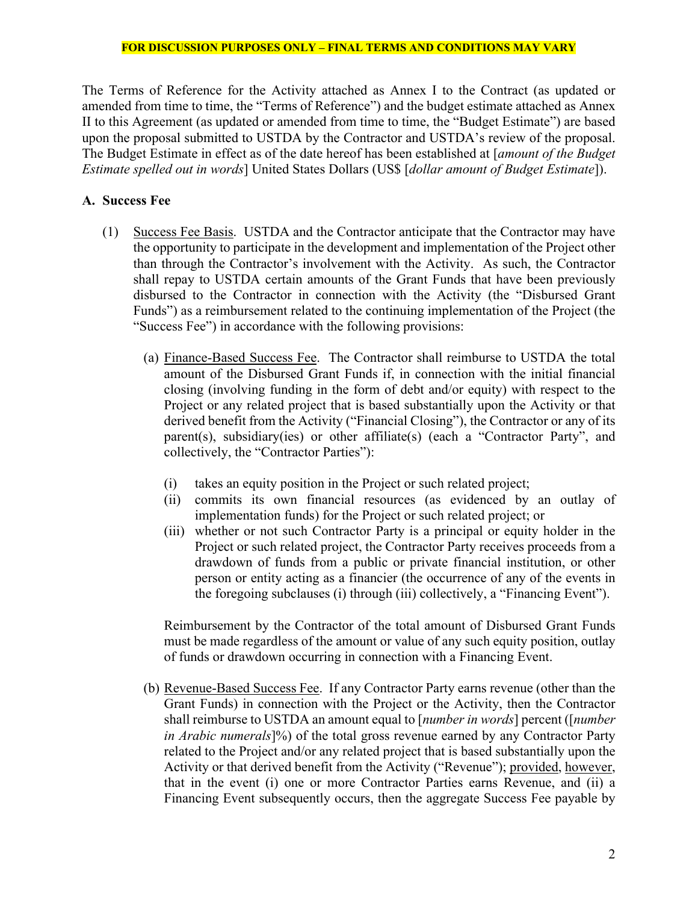**FOR DISCUSSION PURPOSES ONLY – FINAL TERMS AND CONDITIONS MAY VARY**

The Terms of Reference for the Activity attached as Annex I to the Contract (as updated or amended from time to time, the "Terms of Reference") and the budget estimate attached as Annex II to this Agreement (as updated or amended from time to time, the "Budget Estimate") are based upon the proposal submitted to USTDA by the Contractor and USTDA's review of the proposal. The Budget Estimate in effect as of the date hereof has been established at [*amount of the Budget Estimate spelled out in words*] United States Dollars (US$ [*dollar amount of Budget Estimate*]).

## A. Success Fee

(1) Success Fee Basis. USTDA and the Contractor anticipate that the Contractor may have the opportunity to participate in the development and implementation of the Project other than through the Contractor's involvement with the Activity. As such, the Contractor shall repay to USTDA certain amounts of the Grant Funds that have been previously disbursed to the Contractor in connection with the Activity (the "Disbursed Grant Funds") as a reimbursement related to the continuing implementation of the Project (the "Success Fee") in accordance with the following provisions:

(a) Finance-Based Success Fee. The Contractor shall reimburse to USTDA the total amount of the Disbursed Grant Funds if, in connection with the initial financial closing (involving funding in the form of debt and/or equity) with respect to the Project or any related project that is based substantially upon the Activity or that derived benefit from the Activity ("Financial Closing"), the Contractor or any of its parent(s), subsidiary(ies) or other affiliate(s) (each a "Contractor Party", and collectively, the "Contractor Parties"):

(i) takes an equity position in the Project or such related project;
(ii) commits its own financial resources (as evidenced by an outlay of implementation funds) for the Project or such related project; or
(iii) whether or not such Contractor Party is a principal or equity holder in the Project or such related project, the Contractor Party receives proceeds from a drawdown of funds from a public or private financial institution, or other person or entity acting as a financier (the occurrence of any of the events in the foregoing subclauses (i) through (iii) collectively, a "Financing Event").

Reimbursement by the Contractor of the total amount of Disbursed Grant Funds must be made regardless of the amount or value of any such equity position, outlay of funds or drawdown occurring in connection with a Financing Event.

(b) Revenue-Based Success Fee. If any Contractor Party earns revenue (other than the Grant Funds) in connection with the Project or the Activity, then the Contractor shall reimburse to USTDA an amount equal to [*number in words*] percent ([*number in Arabic numerals*]%) of the total gross revenue earned by any Contractor Party related to the Project and/or any related project that is based substantially upon the Activity or that derived benefit from the Activity ("Revenue"); provided, however, that in the event (i) one or more Contractor Parties earns Revenue, and (ii) a Financing Event subsequently occurs, then the aggregate Success Fee payable by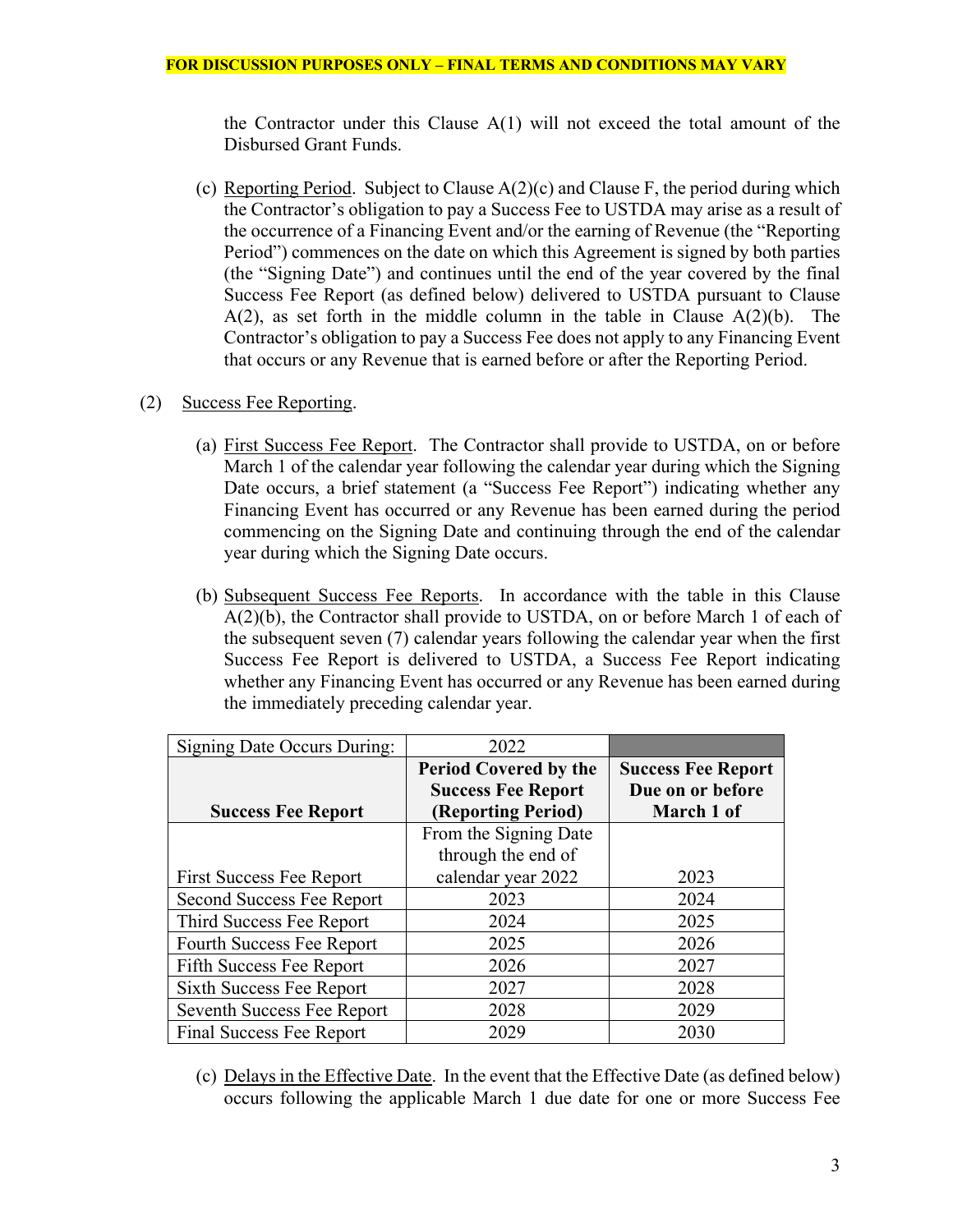**FOR DISCUSSION PURPOSES ONLY – FINAL TERMS AND CONDITIONS MAY VARY**

the Contractor under this Clause A(1) will not exceed the total amount of the Disbursed Grant Funds.

(c) Reporting Period. Subject to Clause A(2)(c) and Clause F, the period during which the Contractor's obligation to pay a Success Fee to USTDA may arise as a result of the occurrence of a Financing Event and/or the earning of Revenue (the "Reporting Period") commences on the date on which this Agreement is signed by both parties (the "Signing Date") and continues until the end of the year covered by the final Success Fee Report (as defined below) delivered to USTDA pursuant to Clause A(2), as set forth in the middle column in the table in Clause A(2)(b). The Contractor's obligation to pay a Success Fee does not apply to any Financing Event that occurs or any Revenue that is earned before or after the Reporting Period.

(2) Success Fee Reporting.

(a) First Success Fee Report. The Contractor shall provide to USTDA, on or before March 1 of the calendar year following the calendar year during which the Signing Date occurs, a brief statement (a "Success Fee Report") indicating whether any Financing Event has occurred or any Revenue has been earned during the period commencing on the Signing Date and continuing through the end of the calendar year during which the Signing Date occurs.

(b) Subsequent Success Fee Reports. In accordance with the table in this Clause A(2)(b), the Contractor shall provide to USTDA, on or before March 1 of each of the subsequent seven (7) calendar years following the calendar year when the first Success Fee Report is delivered to USTDA, a Success Fee Report indicating whether any Financing Event has occurred or any Revenue has been earned during the immediately preceding calendar year.

| Signing Date Occurs During: | 2022 | |
|---|---|---|
| **Success Fee Report** | **Period Covered by the Success Fee Report (Reporting Period)** | **Success Fee Report Due on or before March 1 of** |
| First Success Fee Report | From the Signing Date through the end of calendar year 2022 | 2023 |
| Second Success Fee Report | 2023 | 2024 |
| Third Success Fee Report | 2024 | 2025 |
| Fourth Success Fee Report | 2025 | 2026 |
| Fifth Success Fee Report | 2026 | 2027 |
| Sixth Success Fee Report | 2027 | 2028 |
| Seventh Success Fee Report | 2028 | 2029 |
| Final Success Fee Report | 2029 | 2030 |

(c) Delays in the Effective Date. In the event that the Effective Date (as defined below) occurs following the applicable March 1 due date for one or more Success Fee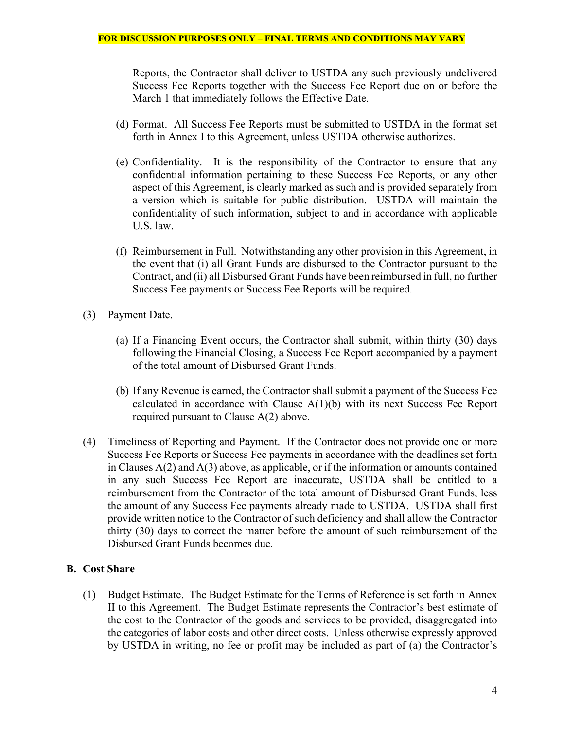**FOR DISCUSSION PURPOSES ONLY – FINAL TERMS AND CONDITIONS MAY VARY**

Reports, the Contractor shall deliver to USTDA any such previously undelivered Success Fee Reports together with the Success Fee Report due on or before the March 1 that immediately follows the Effective Date.

(d) <u>Format</u>. All Success Fee Reports must be submitted to USTDA in the format set forth in Annex I to this Agreement, unless USTDA otherwise authorizes.

(e) <u>Confidentiality</u>. It is the responsibility of the Contractor to ensure that any confidential information pertaining to these Success Fee Reports, or any other aspect of this Agreement, is clearly marked as such and is provided separately from a version which is suitable for public distribution. USTDA will maintain the confidentiality of such information, subject to and in accordance with applicable U.S. law.

(f) <u>Reimbursement in Full</u>. Notwithstanding any other provision in this Agreement, in the event that (i) all Grant Funds are disbursed to the Contractor pursuant to the Contract, and (ii) all Disbursed Grant Funds have been reimbursed in full, no further Success Fee payments or Success Fee Reports will be required.

(3) <u>Payment Date</u>.

(a) If a Financing Event occurs, the Contractor shall submit, within thirty (30) days following the Financial Closing, a Success Fee Report accompanied by a payment of the total amount of Disbursed Grant Funds.

(b) If any Revenue is earned, the Contractor shall submit a payment of the Success Fee calculated in accordance with Clause A(1)(b) with its next Success Fee Report required pursuant to Clause A(2) above.

(4) <u>Timeliness of Reporting and Payment</u>. If the Contractor does not provide one or more Success Fee Reports or Success Fee payments in accordance with the deadlines set forth in Clauses A(2) and A(3) above, as applicable, or if the information or amounts contained in any such Success Fee Report are inaccurate, USTDA shall be entitled to a reimbursement from the Contractor of the total amount of Disbursed Grant Funds, less the amount of any Success Fee payments already made to USTDA. USTDA shall first provide written notice to the Contractor of such deficiency and shall allow the Contractor thirty (30) days to correct the matter before the amount of such reimbursement of the Disbursed Grant Funds becomes due.

**B. Cost Share**

(1) <u>Budget Estimate</u>. The Budget Estimate for the Terms of Reference is set forth in Annex II to this Agreement. The Budget Estimate represents the Contractor's best estimate of the cost to the Contractor of the goods and services to be provided, disaggregated into the categories of labor costs and other direct costs. Unless otherwise expressly approved by USTDA in writing, no fee or profit may be included as part of (a) the Contractor's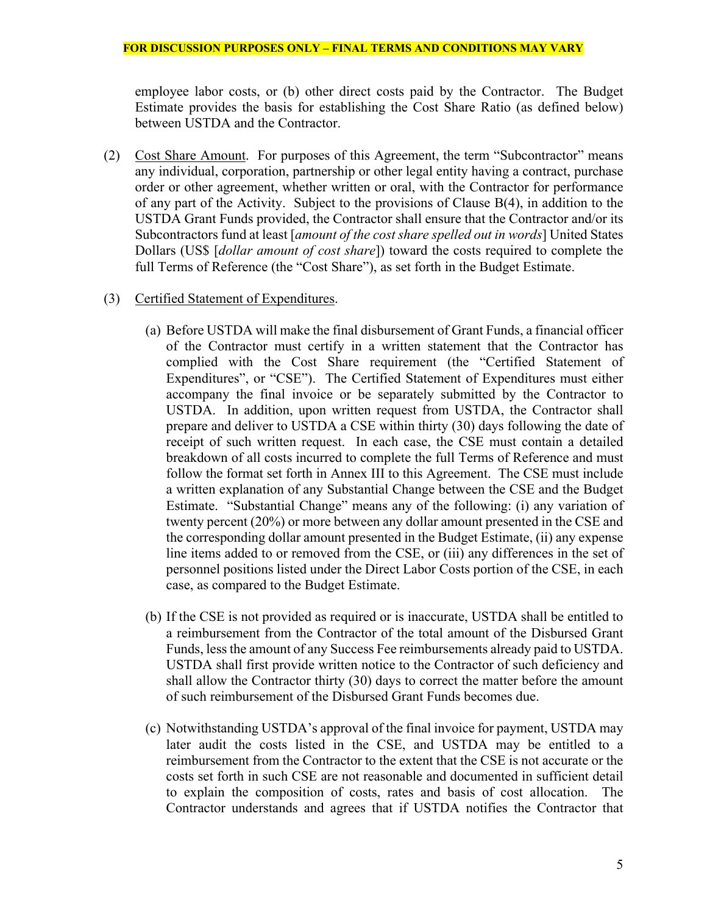employee labor costs, or (b) other direct costs paid by the Contractor. The Budget Estimate provides the basis for establishing the Cost Share Ratio (as defined below) between USTDA and the Contractor.

(2) Cost Share Amount. For purposes of this Agreement, the term "Subcontractor" means any individual, corporation, partnership or other legal entity having a contract, purchase order or other agreement, whether written or oral, with the Contractor for performance of any part of the Activity. Subject to the provisions of Clause B(4), in addition to the USTDA Grant Funds provided, the Contractor shall ensure that the Contractor and/or its Subcontractors fund at least [*amount of the cost share spelled out in words*] United States Dollars (US$ [*dollar amount of cost share*]) toward the costs required to complete the full Terms of Reference (the "Cost Share"), as set forth in the Budget Estimate.

(3) Certified Statement of Expenditures.

(a) Before USTDA will make the final disbursement of Grant Funds, a financial officer of the Contractor must certify in a written statement that the Contractor has complied with the Cost Share requirement (the "Certified Statement of Expenditures", or "CSE"). The Certified Statement of Expenditures must either accompany the final invoice or be separately submitted by the Contractor to USTDA. In addition, upon written request from USTDA, the Contractor shall prepare and deliver to USTDA a CSE within thirty (30) days following the date of receipt of such written request. In each case, the CSE must contain a detailed breakdown of all costs incurred to complete the full Terms of Reference and must follow the format set forth in Annex III to this Agreement. The CSE must include a written explanation of any Substantial Change between the CSE and the Budget Estimate. "Substantial Change" means any of the following: (i) any variation of twenty percent (20%) or more between any dollar amount presented in the CSE and the corresponding dollar amount presented in the Budget Estimate, (ii) any expense line items added to or removed from the CSE, or (iii) any differences in the set of personnel positions listed under the Direct Labor Costs portion of the CSE, in each case, as compared to the Budget Estimate.

(b) If the CSE is not provided as required or is inaccurate, USTDA shall be entitled to a reimbursement from the Contractor of the total amount of the Disbursed Grant Funds, less the amount of any Success Fee reimbursements already paid to USTDA. USTDA shall first provide written notice to the Contractor of such deficiency and shall allow the Contractor thirty (30) days to correct the matter before the amount of such reimbursement of the Disbursed Grant Funds becomes due.

(c) Notwithstanding USTDA's approval of the final invoice for payment, USTDA may later audit the costs listed in the CSE, and USTDA may be entitled to a reimbursement from the Contractor to the extent that the CSE is not accurate or the costs set forth in such CSE are not reasonable and documented in sufficient detail to explain the composition of costs, rates and basis of cost allocation. The Contractor understands and agrees that if USTDA notifies the Contractor that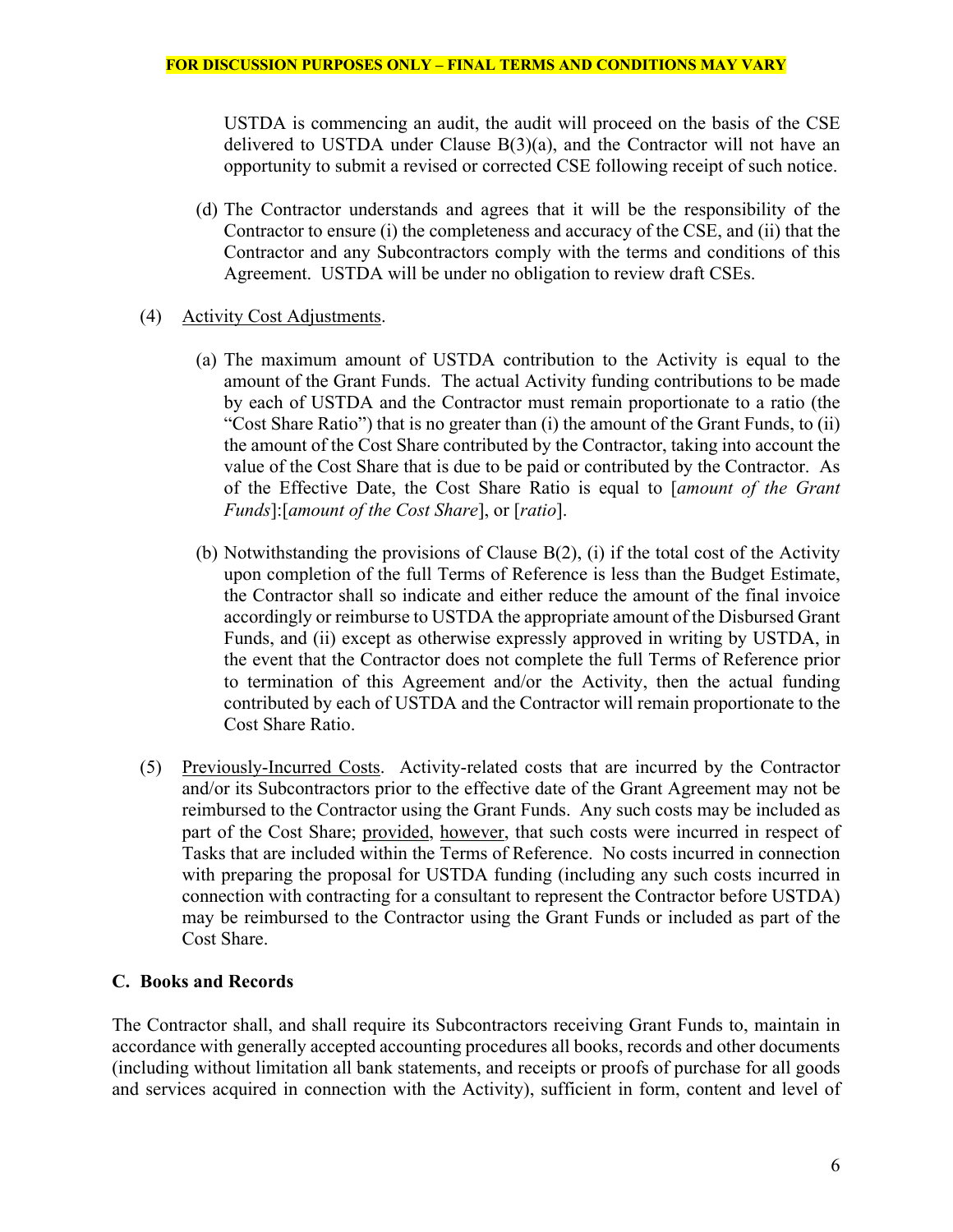**FOR DISCUSSION PURPOSES ONLY – FINAL TERMS AND CONDITIONS MAY VARY**

USTDA is commencing an audit, the audit will proceed on the basis of the CSE delivered to USTDA under Clause B(3)(a), and the Contractor will not have an opportunity to submit a revised or corrected CSE following receipt of such notice.

(d) The Contractor understands and agrees that it will be the responsibility of the Contractor to ensure (i) the completeness and accuracy of the CSE, and (ii) that the Contractor and any Subcontractors comply with the terms and conditions of this Agreement. USTDA will be under no obligation to review draft CSEs.

(4) Activity Cost Adjustments.

(a) The maximum amount of USTDA contribution to the Activity is equal to the amount of the Grant Funds. The actual Activity funding contributions to be made by each of USTDA and the Contractor must remain proportionate to a ratio (the "Cost Share Ratio") that is no greater than (i) the amount of the Grant Funds, to (ii) the amount of the Cost Share contributed by the Contractor, taking into account the value of the Cost Share that is due to be paid or contributed by the Contractor. As of the Effective Date, the Cost Share Ratio is equal to [*amount of the Grant Funds*]:[*amount of the Cost Share*], or [*ratio*].

(b) Notwithstanding the provisions of Clause B(2), (i) if the total cost of the Activity upon completion of the full Terms of Reference is less than the Budget Estimate, the Contractor shall so indicate and either reduce the amount of the final invoice accordingly or reimburse to USTDA the appropriate amount of the Disbursed Grant Funds, and (ii) except as otherwise expressly approved in writing by USTDA, in the event that the Contractor does not complete the full Terms of Reference prior to termination of this Agreement and/or the Activity, then the actual funding contributed by each of USTDA and the Contractor will remain proportionate to the Cost Share Ratio.

(5) Previously-Incurred Costs. Activity-related costs that are incurred by the Contractor and/or its Subcontractors prior to the effective date of the Grant Agreement may not be reimbursed to the Contractor using the Grant Funds. Any such costs may be included as part of the Cost Share; provided, however, that such costs were incurred in respect of Tasks that are included within the Terms of Reference. No costs incurred in connection with preparing the proposal for USTDA funding (including any such costs incurred in connection with contracting for a consultant to represent the Contractor before USTDA) may be reimbursed to the Contractor using the Grant Funds or included as part of the Cost Share.

## C. Books and Records

The Contractor shall, and shall require its Subcontractors receiving Grant Funds to, maintain in accordance with generally accepted accounting procedures all books, records and other documents (including without limitation all bank statements, and receipts or proofs of purchase for all goods and services acquired in connection with the Activity), sufficient in form, content and level of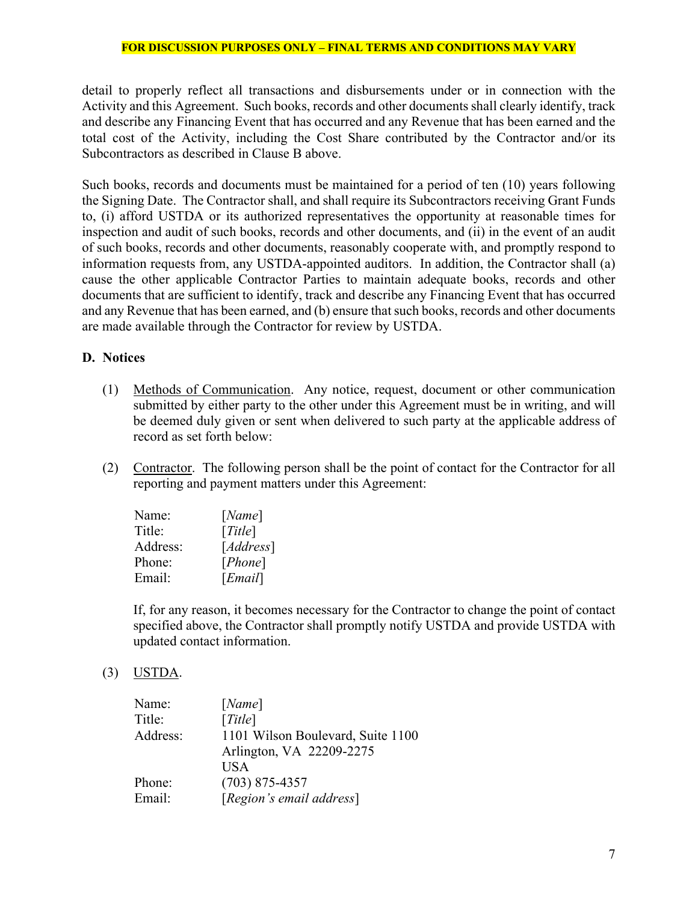detail to properly reflect all transactions and disbursements under or in connection with the Activity and this Agreement. Such books, records and other documents shall clearly identify, track and describe any Financing Event that has occurred and any Revenue that has been earned and the total cost of the Activity, including the Cost Share contributed by the Contractor and/or its Subcontractors as described in Clause B above.

Such books, records and documents must be maintained for a period of ten (10) years following the Signing Date. The Contractor shall, and shall require its Subcontractors receiving Grant Funds to, (i) afford USTDA or its authorized representatives the opportunity at reasonable times for inspection and audit of such books, records and other documents, and (ii) in the event of an audit of such books, records and other documents, reasonably cooperate with, and promptly respond to information requests from, any USTDA-appointed auditors. In addition, the Contractor shall (a) cause the other applicable Contractor Parties to maintain adequate books, records and other documents that are sufficient to identify, track and describe any Financing Event that has occurred and any Revenue that has been earned, and (b) ensure that such books, records and other documents are made available through the Contractor for review by USTDA.

## D. Notices

(1) Methods of Communication. Any notice, request, document or other communication submitted by either party to the other under this Agreement must be in writing, and will be deemed duly given or sent when delivered to such party at the applicable address of record as set forth below:

(2) Contractor. The following person shall be the point of contact for the Contractor for all reporting and payment matters under this Agreement:

Name: *[Name]*
Title: *[Title]*
Address: *[Address]*
Phone: *[Phone]*
Email: *[Email]*

If, for any reason, it becomes necessary for the Contractor to change the point of contact specified above, the Contractor shall promptly notify USTDA and provide USTDA with updated contact information.

(3) USTDA.

Name: *[Name]*
Title: *[Title]*
Address: 1101 Wilson Boulevard, Suite 1100
Arlington, VA 22209-2275
USA
Phone: (703) 875-4357
Email: *[Region's email address]*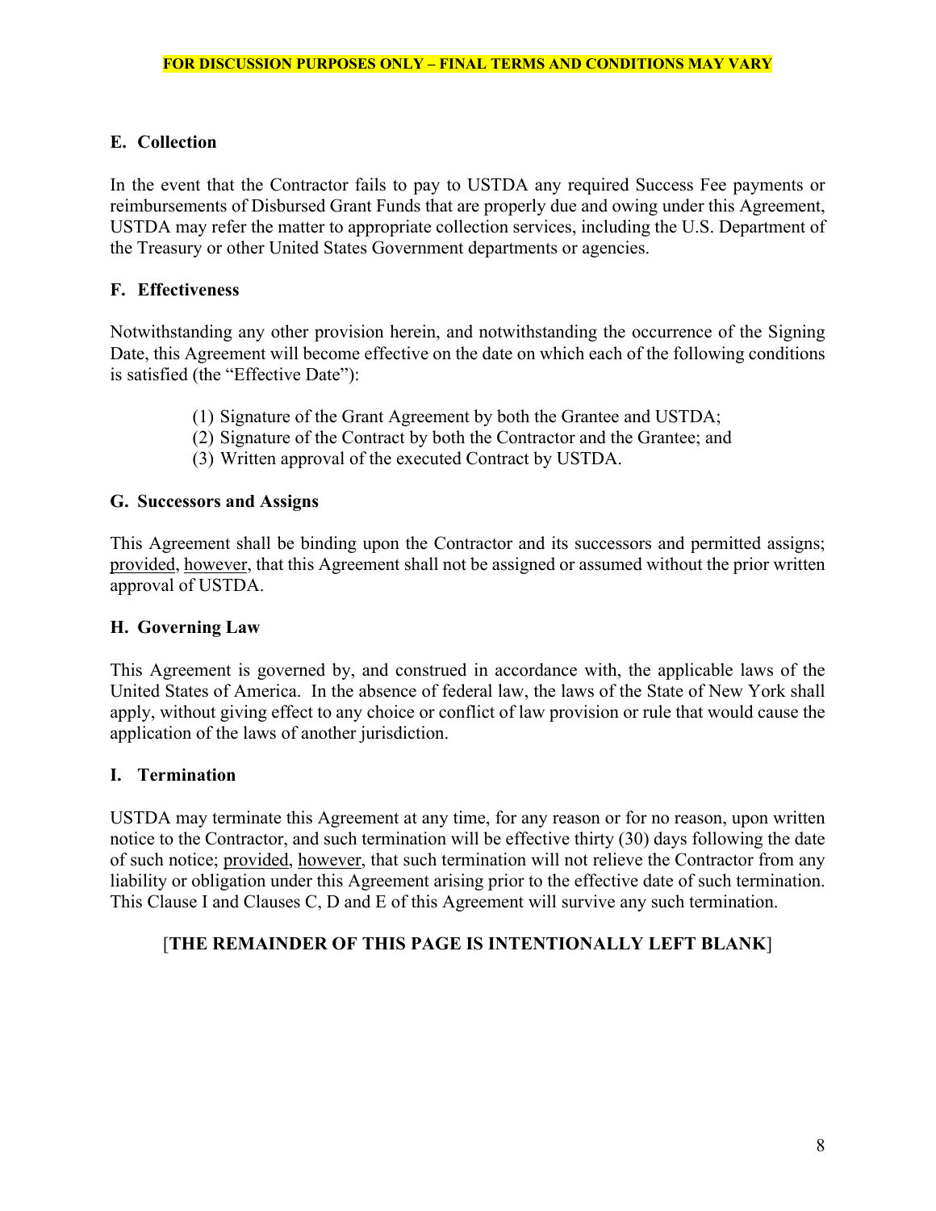**FOR DISCUSSION PURPOSES ONLY – FINAL TERMS AND CONDITIONS MAY VARY**

### E. Collection

In the event that the Contractor fails to pay to USTDA any required Success Fee payments or reimbursements of Disbursed Grant Funds that are properly due and owing under this Agreement, USTDA may refer the matter to appropriate collection services, including the U.S. Department of the Treasury or other United States Government departments or agencies.

### F. Effectiveness

Notwithstanding any other provision herein, and notwithstanding the occurrence of the Signing Date, this Agreement will become effective on the date on which each of the following conditions is satisfied (the "Effective Date"):

(1) Signature of the Grant Agreement by both the Grantee and USTDA;
(2) Signature of the Contract by both the Contractor and the Grantee; and
(3) Written approval of the executed Contract by USTDA.

### G. Successors and Assigns

This Agreement shall be binding upon the Contractor and its successors and permitted assigns; provided, however, that this Agreement shall not be assigned or assumed without the prior written approval of USTDA.

### H. Governing Law

This Agreement is governed by, and construed in accordance with, the applicable laws of the United States of America. In the absence of federal law, the laws of the State of New York shall apply, without giving effect to any choice or conflict of law provision or rule that would cause the application of the laws of another jurisdiction.

### I. Termination

USTDA may terminate this Agreement at any time, for any reason or for no reason, upon written notice to the Contractor, and such termination will be effective thirty (30) days following the date of such notice; provided, however, that such termination will not relieve the Contractor from any liability or obligation under this Agreement arising prior to the effective date of such termination. This Clause I and Clauses C, D and E of this Agreement will survive any such termination.

[**THE REMAINDER OF THIS PAGE IS INTENTIONALLY LEFT BLANK**]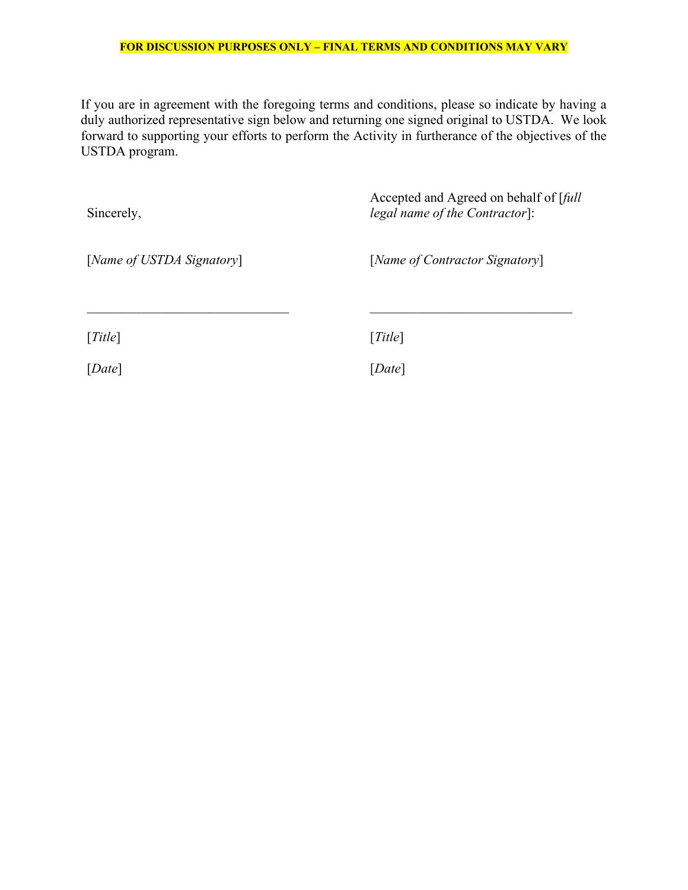**FOR DISCUSSION PURPOSES ONLY – FINAL TERMS AND CONDITIONS MAY VARY**

If you are in agreement with the foregoing terms and conditions, please so indicate by having a duly authorized representative sign below and returning one signed original to USTDA. We look forward to supporting your efforts to perform the Activity in furtherance of the objectives of the USTDA program.

| | |
|---|---|
| Sincerely, | Accepted and Agreed on behalf of [*full legal name of the Contractor*]: |
| [*Name of USTDA Signatory*] | [*Name of Contractor Signatory*] |
| ______________________________ | ______________________________ |
| [*Title*] | [*Title*] |
| [*Date*] | [*Date*] |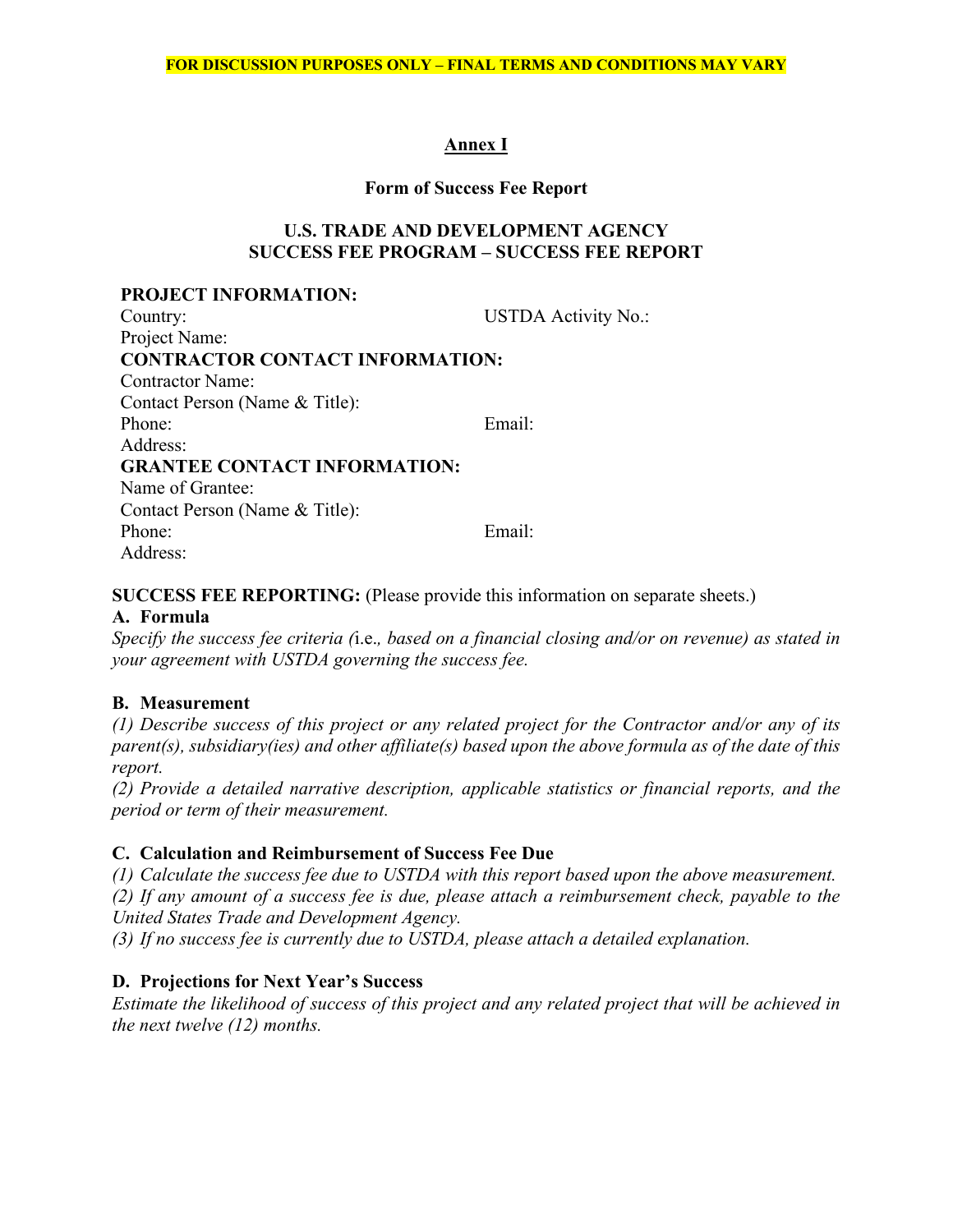**FOR DISCUSSION PURPOSES ONLY – FINAL TERMS AND CONDITIONS MAY VARY**

## Annex I

### Form of Success Fee Report

### U.S. TRADE AND DEVELOPMENT AGENCY
### SUCCESS FEE PROGRAM – SUCCESS FEE REPORT

**PROJECT INFORMATION:**

Country: USTDA Activity No.:

Project Name:

**CONTRACTOR CONTACT INFORMATION:**

Contractor Name:

Contact Person (Name & Title):

Phone: Email:

Address:

**GRANTEE CONTACT INFORMATION:**

Name of Grantee:

Contact Person (Name & Title):

Phone: Email:

Address:

**SUCCESS FEE REPORTING:** (Please provide this information on separate sheets.)

**A. Formula**

*Specify the success fee criteria (*i.e.*, based on a financial closing and/or on revenue) as stated in your agreement with USTDA governing the success fee.*

**B. Measurement**

*(1) Describe success of this project or any related project for the Contractor and/or any of its parent(s), subsidiary(ies) and other affiliate(s) based upon the above formula as of the date of this report.*

*(2) Provide a detailed narrative description, applicable statistics or financial reports, and the period or term of their measurement.*

**C. Calculation and Reimbursement of Success Fee Due**

*(1) Calculate the success fee due to USTDA with this report based upon the above measurement.*

*(2) If any amount of a success fee is due, please attach a reimbursement check, payable to the United States Trade and Development Agency.*

*(3) If no success fee is currently due to USTDA, please attach a detailed explanation.*

**D. Projections for Next Year's Success**

*Estimate the likelihood of success of this project and any related project that will be achieved in the next twelve (12) months.*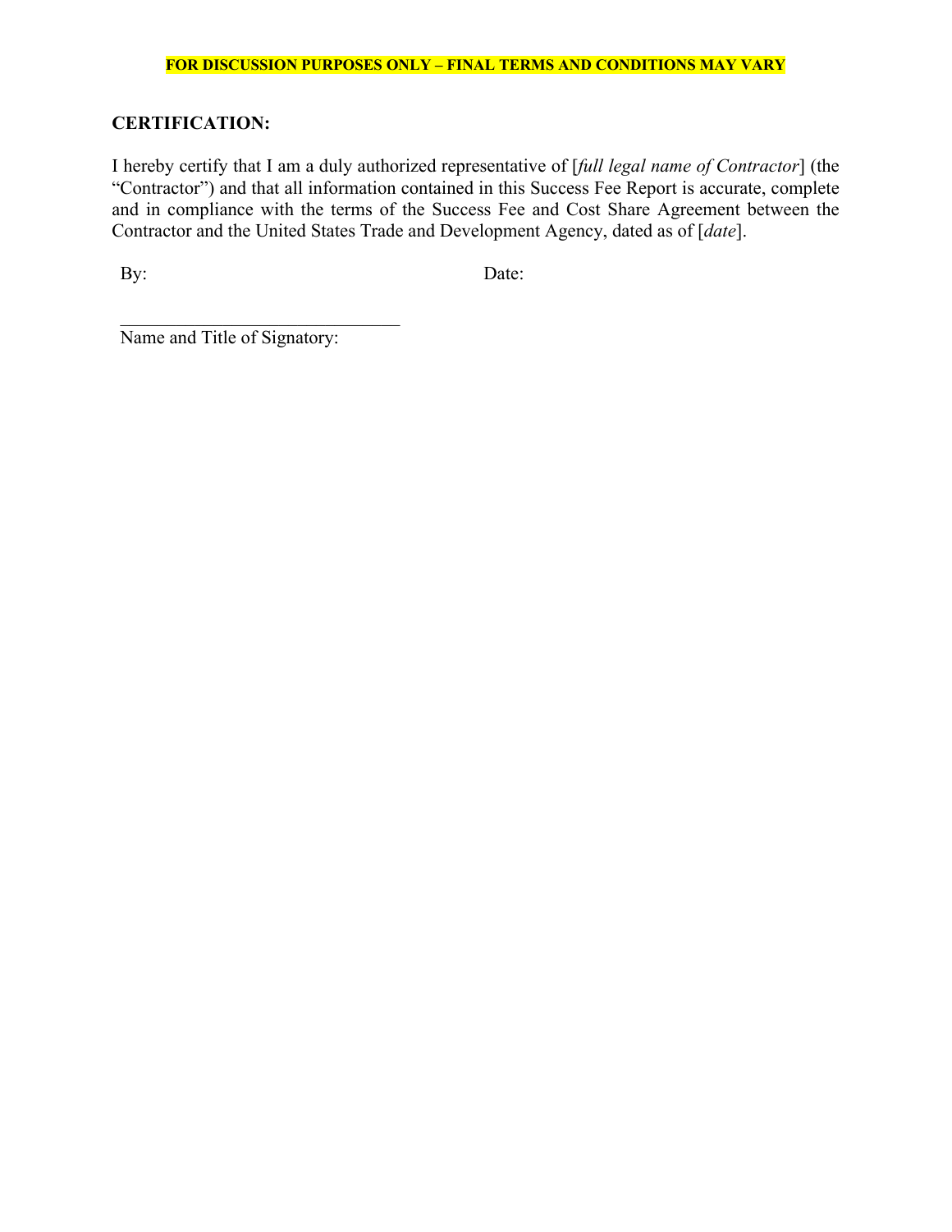**FOR DISCUSSION PURPOSES ONLY – FINAL TERMS AND CONDITIONS MAY VARY**

**CERTIFICATION:**

I hereby certify that I am a duly authorized representative of [*full legal name of Contractor*] (the "Contractor") and that all information contained in this Success Fee Report is accurate, complete and in compliance with the terms of the Success Fee and Cost Share Agreement between the Contractor and the United States Trade and Development Agency, dated as of [*date*].

By: Date:

\_\_\_\_\_\_\_\_\_\_\_\_\_\_\_\_\_\_\_\_\_\_\_\_\_\_\_\_\_\_\_

Name and Title of Signatory: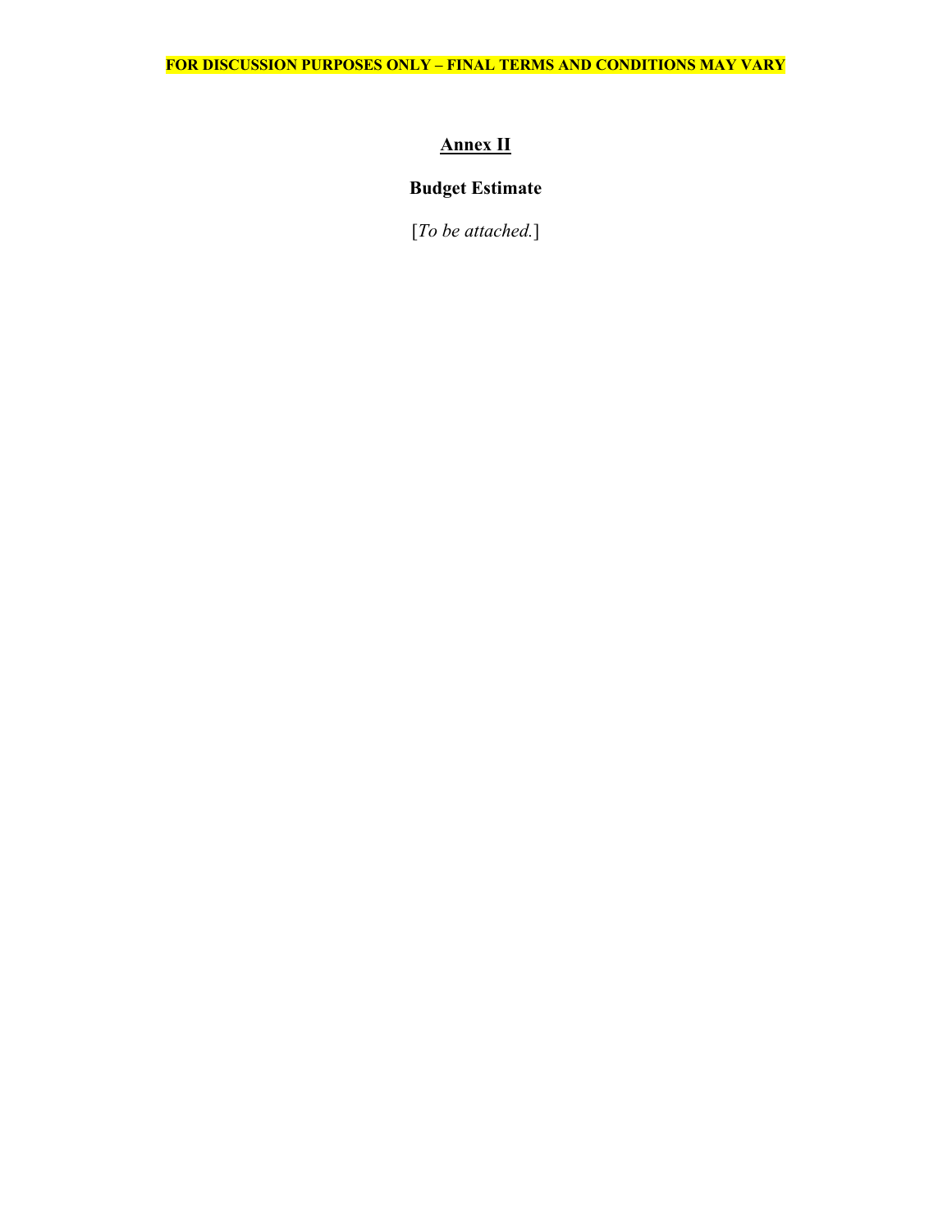**FOR DISCUSSION PURPOSES ONLY – FINAL TERMS AND CONDITIONS MAY VARY**

# Annex II

## Budget Estimate

[*To be attached.*]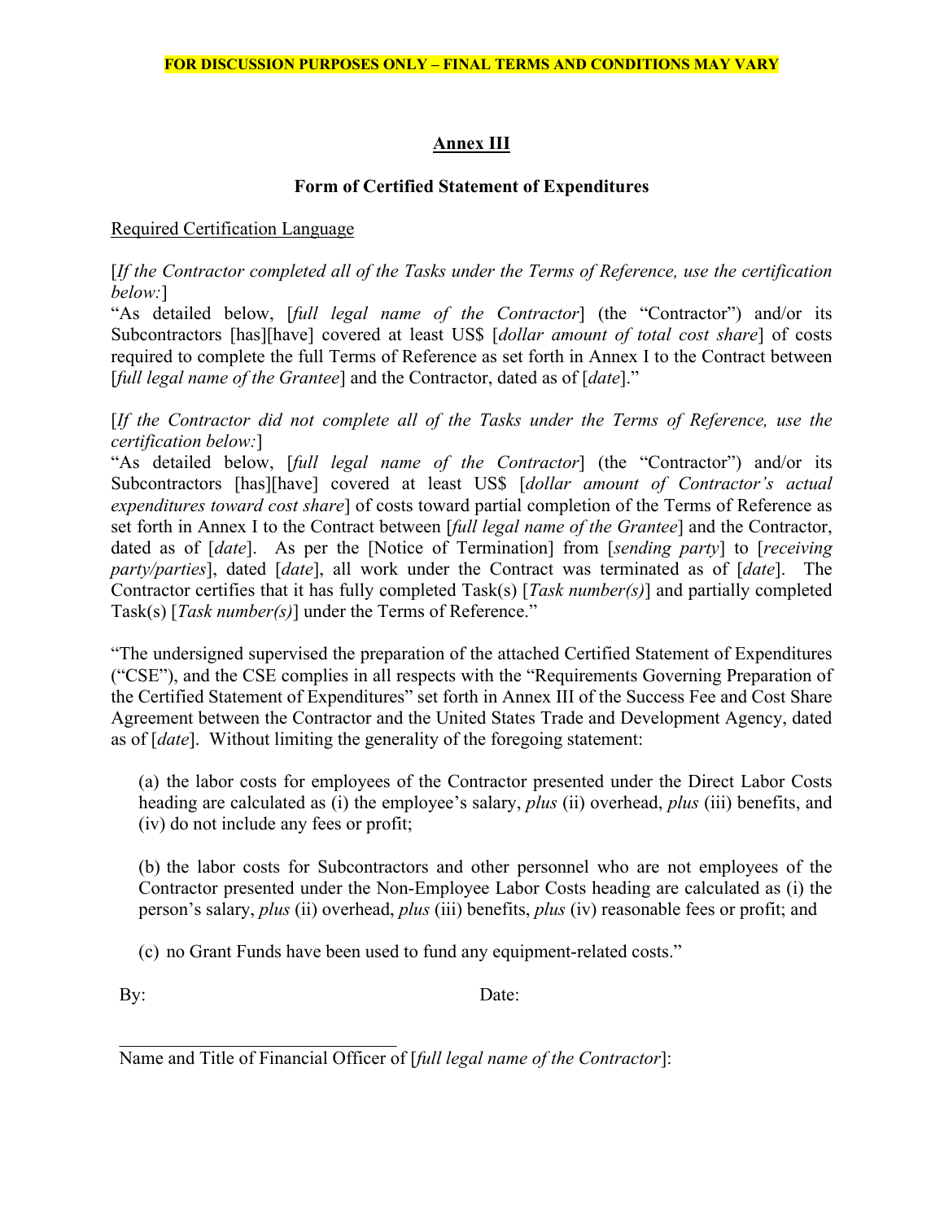**FOR DISCUSSION PURPOSES ONLY – FINAL TERMS AND CONDITIONS MAY VARY**

# Annex III

## Form of Certified Statement of Expenditures

Required Certification Language

[*If the Contractor completed all of the Tasks under the Terms of Reference, use the certification below:*]
"As detailed below, [*full legal name of the Contractor*] (the "Contractor") and/or its Subcontractors [has][have] covered at least US$ [*dollar amount of total cost share*] of costs required to complete the full Terms of Reference as set forth in Annex I to the Contract between [*full legal name of the Grantee*] and the Contractor, dated as of [*date*]."

[*If the Contractor did not complete all of the Tasks under the Terms of Reference, use the certification below:*]
"As detailed below, [*full legal name of the Contractor*] (the "Contractor") and/or its Subcontractors [has][have] covered at least US$ [*dollar amount of Contractor's actual expenditures toward cost share*] of costs toward partial completion of the Terms of Reference as set forth in Annex I to the Contract between [*full legal name of the Grantee*] and the Contractor, dated as of [*date*]. As per the [Notice of Termination] from [*sending party*] to [*receiving party/parties*], dated [*date*], all work under the Contract was terminated as of [*date*]. The Contractor certifies that it has fully completed Task(s) [*Task number(s)*] and partially completed Task(s) [*Task number(s)*] under the Terms of Reference."

"The undersigned supervised the preparation of the attached Certified Statement of Expenditures ("CSE"), and the CSE complies in all respects with the "Requirements Governing Preparation of the Certified Statement of Expenditures" set forth in Annex III of the Success Fee and Cost Share Agreement between the Contractor and the United States Trade and Development Agency, dated as of [*date*]. Without limiting the generality of the foregoing statement:

(a) the labor costs for employees of the Contractor presented under the Direct Labor Costs heading are calculated as (i) the employee's salary, *plus* (ii) overhead, *plus* (iii) benefits, and (iv) do not include any fees or profit;

(b) the labor costs for Subcontractors and other personnel who are not employees of the Contractor presented under the Non-Employee Labor Costs heading are calculated as (i) the person's salary, *plus* (ii) overhead, *plus* (iii) benefits, *plus* (iv) reasonable fees or profit; and

(c) no Grant Funds have been used to fund any equipment-related costs."

By: Date:

______________________________

Name and Title of Financial Officer of [*full legal name of the Contractor*]: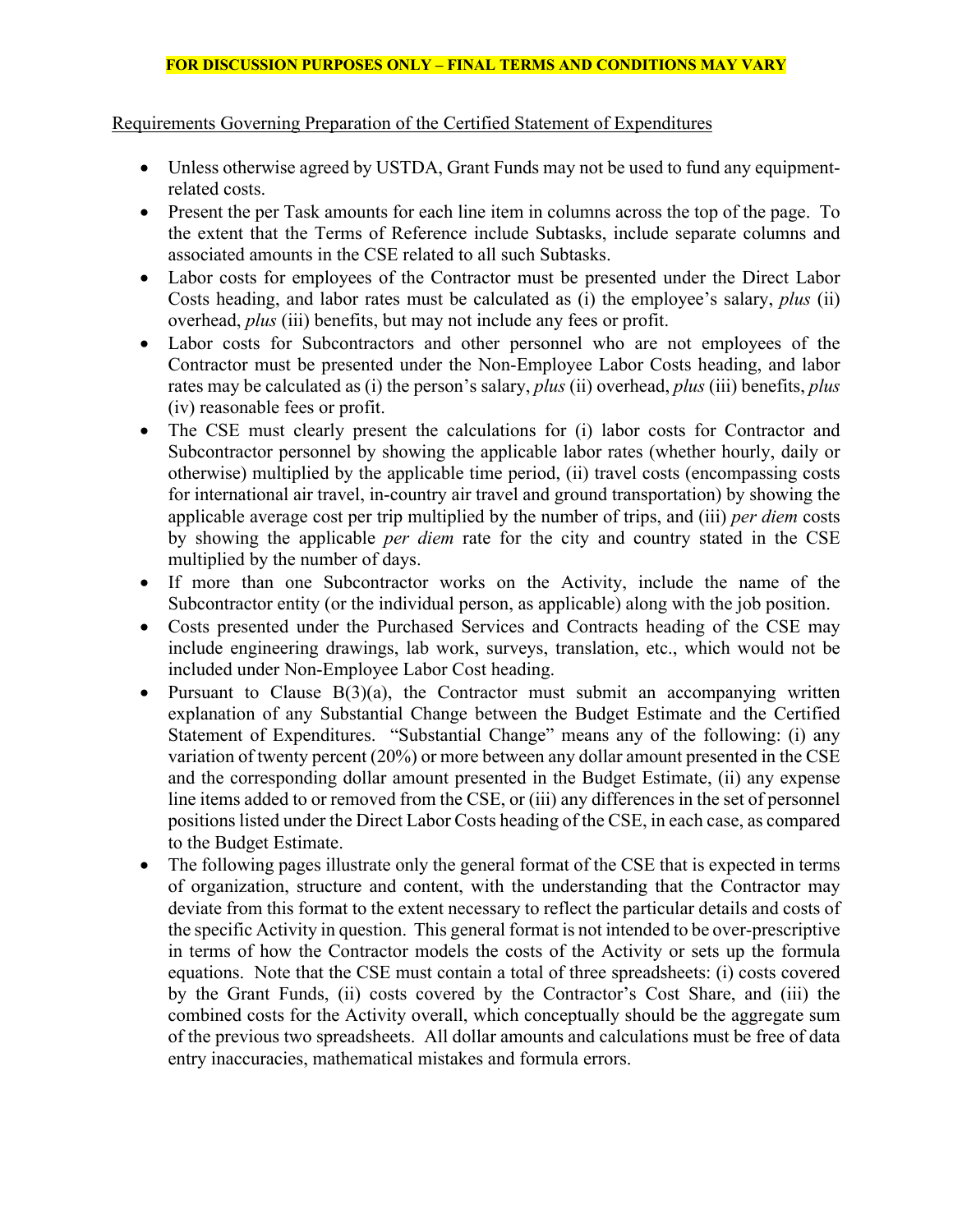**FOR DISCUSSION PURPOSES ONLY – FINAL TERMS AND CONDITIONS MAY VARY**

Requirements Governing Preparation of the Certified Statement of Expenditures

- Unless otherwise agreed by USTDA, Grant Funds may not be used to fund any equipment-related costs.
- Present the per Task amounts for each line item in columns across the top of the page. To the extent that the Terms of Reference include Subtasks, include separate columns and associated amounts in the CSE related to all such Subtasks.
- Labor costs for employees of the Contractor must be presented under the Direct Labor Costs heading, and labor rates must be calculated as (i) the employee's salary, *plus* (ii) overhead, *plus* (iii) benefits, but may not include any fees or profit.
- Labor costs for Subcontractors and other personnel who are not employees of the Contractor must be presented under the Non-Employee Labor Costs heading, and labor rates may be calculated as (i) the person's salary, *plus* (ii) overhead, *plus* (iii) benefits, *plus* (iv) reasonable fees or profit.
- The CSE must clearly present the calculations for (i) labor costs for Contractor and Subcontractor personnel by showing the applicable labor rates (whether hourly, daily or otherwise) multiplied by the applicable time period, (ii) travel costs (encompassing costs for international air travel, in-country air travel and ground transportation) by showing the applicable average cost per trip multiplied by the number of trips, and (iii) *per diem* costs by showing the applicable *per diem* rate for the city and country stated in the CSE multiplied by the number of days.
- If more than one Subcontractor works on the Activity, include the name of the Subcontractor entity (or the individual person, as applicable) along with the job position.
- Costs presented under the Purchased Services and Contracts heading of the CSE may include engineering drawings, lab work, surveys, translation, etc., which would not be included under Non-Employee Labor Cost heading.
- Pursuant to Clause B(3)(a), the Contractor must submit an accompanying written explanation of any Substantial Change between the Budget Estimate and the Certified Statement of Expenditures. "Substantial Change" means any of the following: (i) any variation of twenty percent (20%) or more between any dollar amount presented in the CSE and the corresponding dollar amount presented in the Budget Estimate, (ii) any expense line items added to or removed from the CSE, or (iii) any differences in the set of personnel positions listed under the Direct Labor Costs heading of the CSE, in each case, as compared to the Budget Estimate.
- The following pages illustrate only the general format of the CSE that is expected in terms of organization, structure and content, with the understanding that the Contractor may deviate from this format to the extent necessary to reflect the particular details and costs of the specific Activity in question. This general format is not intended to be over-prescriptive in terms of how the Contractor models the costs of the Activity or sets up the formula equations. Note that the CSE must contain a total of three spreadsheets: (i) costs covered by the Grant Funds, (ii) costs covered by the Contractor's Cost Share, and (iii) the combined costs for the Activity overall, which conceptually should be the aggregate sum of the previous two spreadsheets. All dollar amounts and calculations must be free of data entry inaccuracies, mathematical mistakes and formula errors.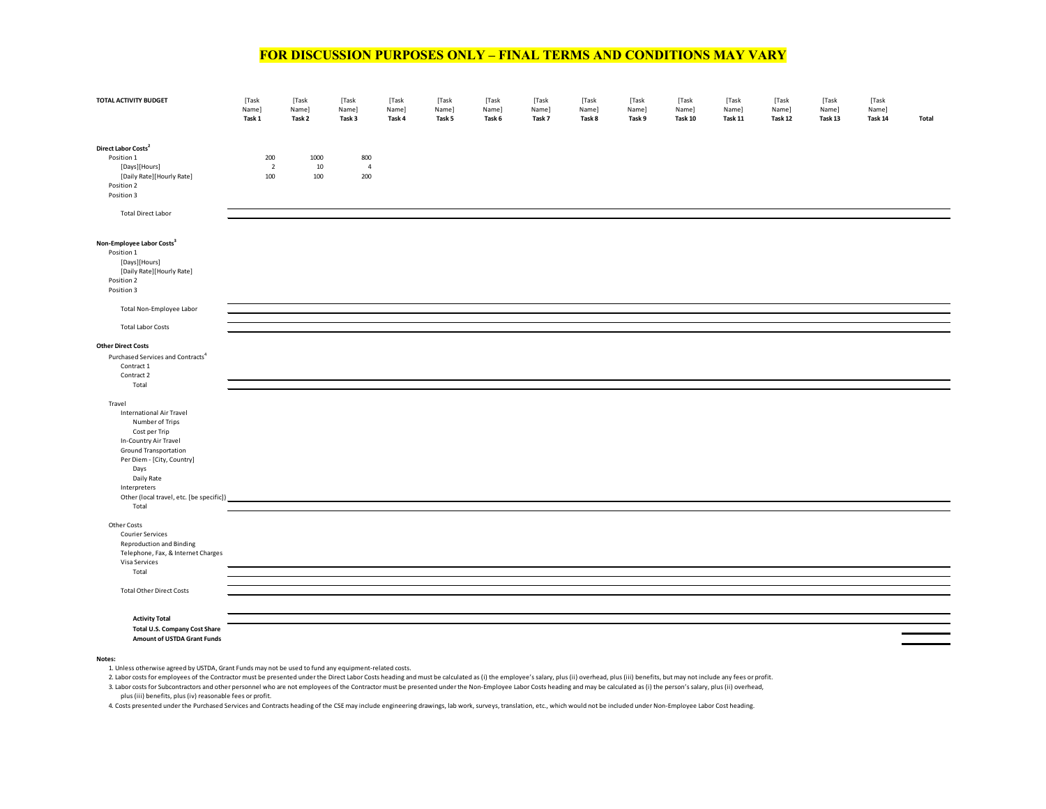**FOR DISCUSSION PURPOSES ONLY – FINAL TERMS AND CONDITIONS MAY VARY**

| TOTAL ACTIVITY BUDGET | [Task Name] Task 1 | [Task Name] Task 2 | [Task Name] Task 3 | [Task Name] Task 4 | [Task Name] Task 5 | [Task Name] Task 6 | [Task Name] Task 7 | [Task Name] Task 8 | [Task Name] Task 9 | [Task Name] Task 10 | [Task Name] Task 11 | [Task Name] Task 12 | [Task Name] Task 13 | [Task Name] Task 14 | Total |
|---|---|---|---|---|---|---|---|---|---|---|---|---|---|---|---|
| **Direct Labor Costs[2]** | | | | | | | | | | | | | | | |
| Position 1 | 200 | 1000 | 800 | | | | | | | | | | | | |
| [Days][Hours] | 2 | 10 | 4 | | | | | | | | | | | | |
| [Daily Rate][Hourly Rate] | 100 | 100 | 200 | | | | | | | | | | | | |
| Position 2 | | | | | | | | | | | | | | | |
| Position 3 | | | | | | | | | | | | | | | |
| Total Direct Labor | | | | | | | | | | | | | | | |
| **Non-Employee Labor Costs[3]** | | | | | | | | | | | | | | | |
| Position 1 | | | | | | | | | | | | | | | |
| [Days][Hours] | | | | | | | | | | | | | | | |
| [Daily Rate][Hourly Rate] | | | | | | | | | | | | | | | |
| Position 2 | | | | | | | | | | | | | | | |
| Position 3 | | | | | | | | | | | | | | | |
| Total Non-Employee Labor | | | | | | | | | | | | | | | |
| Total Labor Costs | | | | | | | | | | | | | | | |
| **Other Direct Costs** | | | | | | | | | | | | | | | |
| Purchased Services and Contracts[4] | | | | | | | | | | | | | | | |
| Contract 1 | | | | | | | | | | | | | | | |
| Contract 2 | | | | | | | | | | | | | | | |
| Total | | | | | | | | | | | | | | | |
| Travel | | | | | | | | | | | | | | | |
| International Air Travel | | | | | | | | | | | | | | | |
| Number of Trips | | | | | | | | | | | | | | | |
| Cost per Trip | | | | | | | | | | | | | | | |
| In-Country Air Travel | | | | | | | | | | | | | | | |
| Ground Transportation | | | | | | | | | | | | | | | |
| Per Diem - [City, Country] | | | | | | | | | | | | | | | |
| Days | | | | | | | | | | | | | | | |
| Daily Rate | | | | | | | | | | | | | | | |
| Interpreters | | | | | | | | | | | | | | | |
| Other (local travel, etc. [be specific]) | | | | | | | | | | | | | | | |
| Total | | | | | | | | | | | | | | | |
| Other Costs | | | | | | | | | | | | | | | |
| Courier Services | | | | | | | | | | | | | | | |
| Reproduction and Binding | | | | | | | | | | | | | | | |
| Telephone, Fax, & Internet Charges | | | | | | | | | | | | | | | |
| Visa Services | | | | | | | | | | | | | | | |
| Total | | | | | | | | | | | | | | | |
| Total Other Direct Costs | | | | | | | | | | | | | | | |
| **Activity Total** | | | | | | | | | | | | | | | |
| **Total U.S. Company Cost Share** | | | | | | | | | | | | | | | |
| **Amount of USTDA Grant Funds** | | | | | | | | | | | | | | | |

**Notes:**

1. Unless otherwise agreed by USTDA, Grant Funds may not be used to fund any equipment-related costs.
2. Labor costs for employees of the Contractor must be presented under the Direct Labor Costs heading and must be calculated as (i) the employee's salary, plus (ii) overhead, plus (iii) benefits, but may not include any fees or profit.
3. Labor costs for Subcontractors and other personnel who are not employees of the Contractor must be presented under the Non-Employee Labor Costs heading and may be calculated as (i) the person's salary, plus (ii) overhead, plus (iii) benefits, plus (iv) reasonable fees or profit.
4. Costs presented under the Purchased Services and Contracts heading of the CSE may include engineering drawings, lab work, surveys, translation, etc., which would not be included under Non-Employee Labor Cost heading.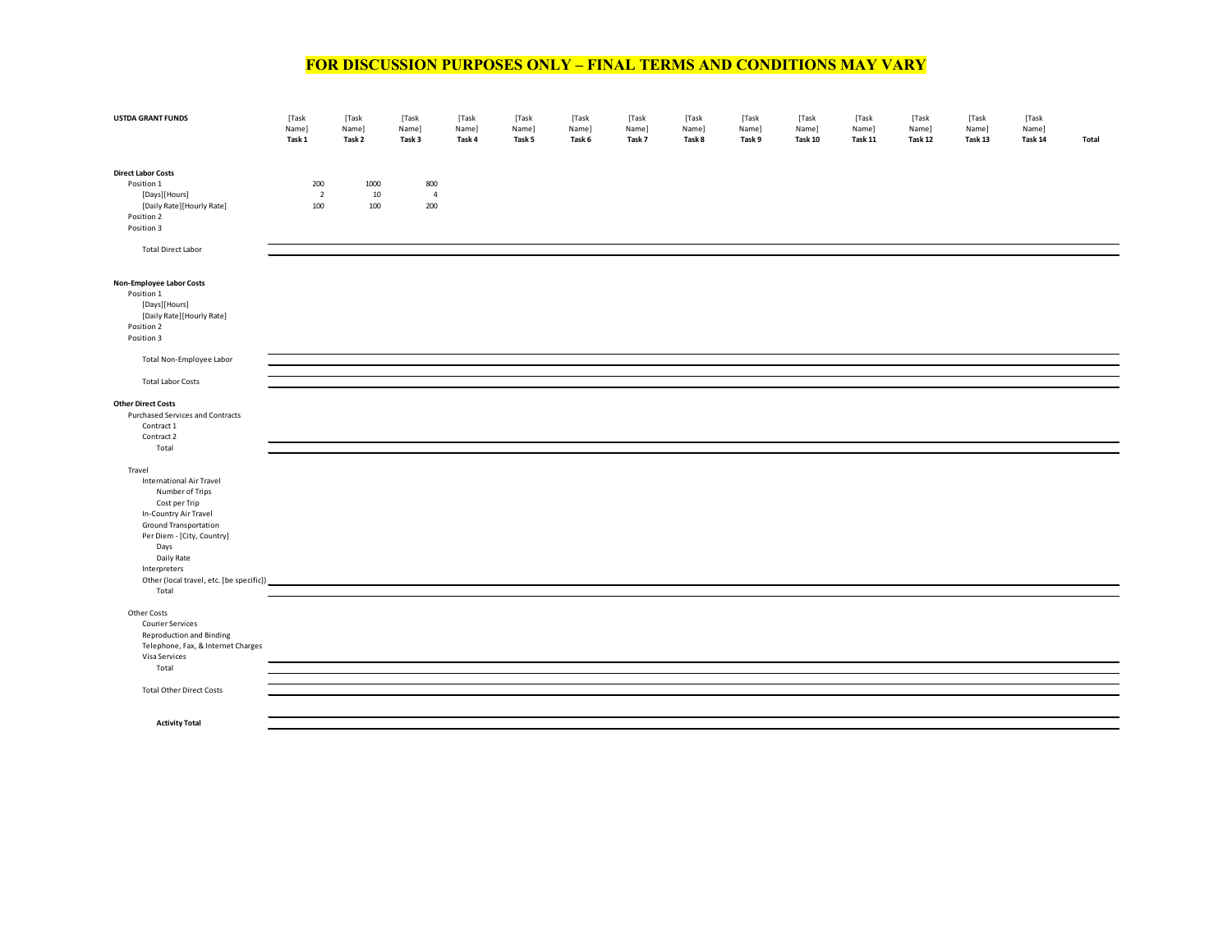**FOR DISCUSSION PURPOSES ONLY – FINAL TERMS AND CONDITIONS MAY VARY**

| USTDA GRANT FUNDS | [Task Name] Task 1 | [Task Name] Task 2 | [Task Name] Task 3 | [Task Name] Task 4 | [Task Name] Task 5 | [Task Name] Task 6 | [Task Name] Task 7 | [Task Name] Task 8 | [Task Name] Task 9 | [Task Name] Task 10 | [Task Name] Task 11 | [Task Name] Task 12 | [Task Name] Task 13 | [Task Name] Task 14 | Total |
|---|---|---|---|---|---|---|---|---|---|---|---|---|---|---|---|
| **Direct Labor Costs** | | | | | | | | | | | | | | | |
| Position 1 | 200 | 1000 | 800 | | | | | | | | | | | | |
| [Days][Hours] | 2 | 10 | 4 | | | | | | | | | | | | |
| [Daily Rate][Hourly Rate] | 100 | 100 | 200 | | | | | | | | | | | | |
| Position 2 | | | | | | | | | | | | | | | |
| Position 3 | | | | | | | | | | | | | | | |
| Total Direct Labor | | | | | | | | | | | | | | | |
| **Non-Employee Labor Costs** | | | | | | | | | | | | | | | |
| Position 1 | | | | | | | | | | | | | | | |
| [Days][Hours] | | | | | | | | | | | | | | | |
| [Daily Rate][Hourly Rate] | | | | | | | | | | | | | | | |
| Position 2 | | | | | | | | | | | | | | | |
| Position 3 | | | | | | | | | | | | | | | |
| Total Non-Employee Labor | | | | | | | | | | | | | | | |
| Total Labor Costs | | | | | | | | | | | | | | | |
| **Other Direct Costs** | | | | | | | | | | | | | | | |
| Purchased Services and Contracts | | | | | | | | | | | | | | | |
| Contract 1 | | | | | | | | | | | | | | | |
| Contract 2 | | | | | | | | | | | | | | | |
| Total | | | | | | | | | | | | | | | |
| Travel | | | | | | | | | | | | | | | |
| International Air Travel | | | | | | | | | | | | | | | |
| Number of Trips | | | | | | | | | | | | | | | |
| Cost per Trip | | | | | | | | | | | | | | | |
| In-Country Air Travel | | | | | | | | | | | | | | | |
| Ground Transportation | | | | | | | | | | | | | | | |
| Per Diem - [City, Country] | | | | | | | | | | | | | | | |
| Days | | | | | | | | | | | | | | | |
| Daily Rate | | | | | | | | | | | | | | | |
| Interpreters | | | | | | | | | | | | | | | |
| Other (local travel, etc. [be specific]) | | | | | | | | | | | | | | | |
| Total | | | | | | | | | | | | | | | |
| Other Costs | | | | | | | | | | | | | | | |
| Courier Services | | | | | | | | | | | | | | | |
| Reproduction and Binding | | | | | | | | | | | | | | | |
| Telephone, Fax, & Internet Charges | | | | | | | | | | | | | | | |
| Visa Services | | | | | | | | | | | | | | | |
| Total | | | | | | | | | | | | | | | |
| Total Other Direct Costs | | | | | | | | | | | | | | | |
| **Activity Total** | | | | | | | | | | | | | | | |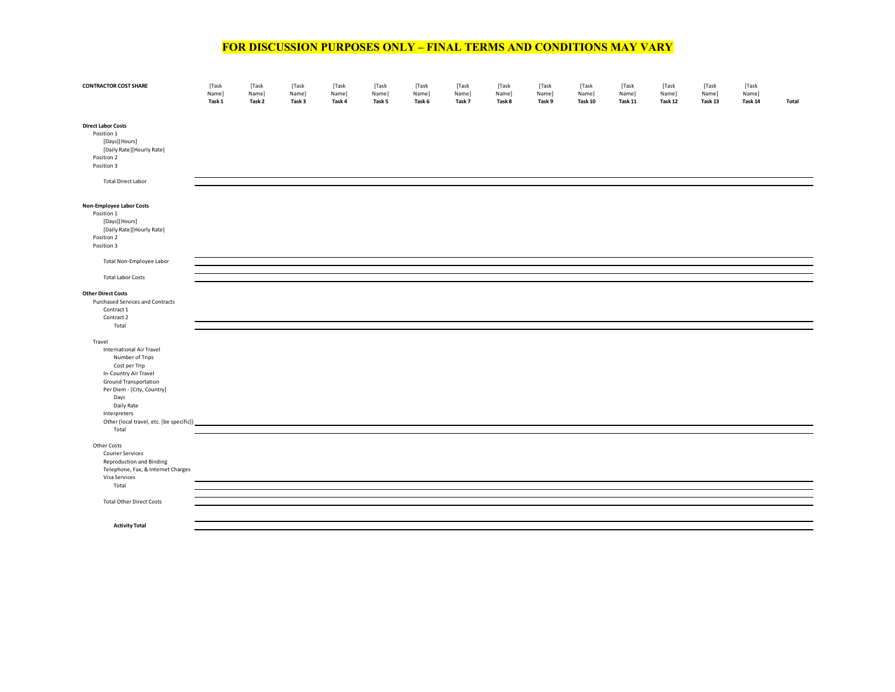**FOR DISCUSSION PURPOSES ONLY – FINAL TERMS AND CONDITIONS MAY VARY**

| CONTRACTOR COST SHARE | [Task Name] Task 1 | [Task Name] Task 2 | [Task Name] Task 3 | [Task Name] Task 4 | [Task Name] Task 5 | [Task Name] Task 6 | [Task Name] Task 7 | [Task Name] Task 8 | [Task Name] Task 9 | [Task Name] Task 10 | [Task Name] Task 11 | [Task Name] Task 12 | [Task Name] Task 13 | [Task Name] Task 14 | Total |
|---|---|---|---|---|---|---|---|---|---|---|---|---|---|---|---|
| **Direct Labor Costs** | | | | | | | | | | | | | | | |
| Position 1 | | | | | | | | | | | | | | | |
| [Days][Hours] | | | | | | | | | | | | | | | |
| [Daily Rate][Hourly Rate] | | | | | | | | | | | | | | | |
| Position 2 | | | | | | | | | | | | | | | |
| Position 3 | | | | | | | | | | | | | | | |
| Total Direct Labor | | | | | | | | | | | | | | | |
| **Non-Employee Labor Costs** | | | | | | | | | | | | | | | |
| Position 1 | | | | | | | | | | | | | | | |
| [Days][Hours] | | | | | | | | | | | | | | | |
| [Daily Rate][Hourly Rate] | | | | | | | | | | | | | | | |
| Position 2 | | | | | | | | | | | | | | | |
| Position 3 | | | | | | | | | | | | | | | |
| Total Non-Employee Labor | | | | | | | | | | | | | | | |
| Total Labor Costs | | | | | | | | | | | | | | | |
| **Other Direct Costs** | | | | | | | | | | | | | | | |
| Purchased Services and Contracts | | | | | | | | | | | | | | | |
| Contract 1 | | | | | | | | | | | | | | | |
| Contract 2 | | | | | | | | | | | | | | | |
| Total | | | | | | | | | | | | | | | |
| Travel | | | | | | | | | | | | | | | |
| International Air Travel | | | | | | | | | | | | | | | |
| Number of Trips | | | | | | | | | | | | | | | |
| Cost per Trip | | | | | | | | | | | | | | | |
| In-Country Air Travel | | | | | | | | | | | | | | | |
| Ground Transportation | | | | | | | | | | | | | | | |
| Per Diem - [City, Country] | | | | | | | | | | | | | | | |
| Days | | | | | | | | | | | | | | | |
| Daily Rate | | | | | | | | | | | | | | | |
| Interpreters | | | | | | | | | | | | | | | |
| Other (local travel, etc. [be specific]) | | | | | | | | | | | | | | | |
| Total | | | | | | | | | | | | | | | |
| Other Costs | | | | | | | | | | | | | | | |
| Courier Services | | | | | | | | | | | | | | | |
| Reproduction and Binding | | | | | | | | | | | | | | | |
| Telephone, Fax, & Internet Charges | | | | | | | | | | | | | | | |
| Visa Services | | | | | | | | | | | | | | | |
| Total | | | | | | | | | | | | | | | |
| Total Other Direct Costs | | | | | | | | | | | | | | | |
| **Activity Total** | | | | | | | | | | | | | | | |